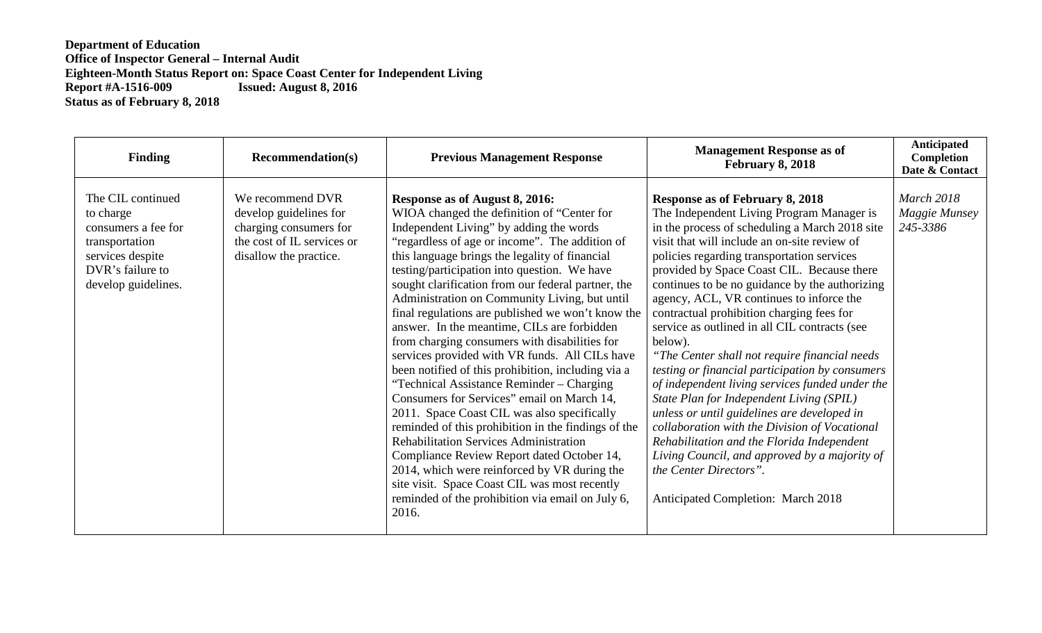**Department of Education**
**Office of Inspector General – Internal Audit**
**Eighteen-Month Status Report on: Space Coast Center for Independent Living**
**Report #A-1516-009 Issued: August 8, 2016**
**Status as of February 8, 2018**

| Finding | Recommendation(s) | Previous Management Response | Management Response as of February 8, 2018 | Anticipated Completion Date & Contact |
|---|---|---|---|---|
| The CIL continued to charge consumers a fee for transportation services despite DVR's failure to develop guidelines. | We recommend DVR develop guidelines for charging consumers for the cost of IL services or disallow the practice. | **Response as of August 8, 2016:** WIOA changed the definition of "Center for Independent Living" by adding the words "regardless of age or income". The addition of this language brings the legality of financial testing/participation into question. We have sought clarification from our federal partner, the Administration on Community Living, but until final regulations are published we won't know the answer. In the meantime, CILs are forbidden from charging consumers with disabilities for services provided with VR funds. All CILs have been notified of this prohibition, including via a "Technical Assistance Reminder – Charging Consumers for Services" email on March 14, 2011. Space Coast CIL was also specifically reminded of this prohibition in the findings of the Rehabilitation Services Administration Compliance Review Report dated October 14, 2014, which were reinforced by VR during the site visit. Space Coast CIL was most recently reminded of the prohibition via email on July 6, 2016. | **Response as of February 8, 2018** The Independent Living Program Manager is in the process of scheduling a March 2018 site visit that will include an on-site review of policies regarding transportation services provided by Space Coast CIL. Because there continues to be no guidance by the authorizing agency, ACL, VR continues to inforce the contractual prohibition charging fees for service as outlined in all CIL contracts (see below). *"The Center shall not require financial needs testing or financial participation by consumers of independent living services funded under the State Plan for Independent Living (SPIL) unless or until guidelines are developed in collaboration with the Division of Vocational Rehabilitation and the Florida Independent Living Council, and approved by a majority of the Center Directors".* Anticipated Completion: March 2018 | *March 2018* *Maggie Munsey* *245-3386* |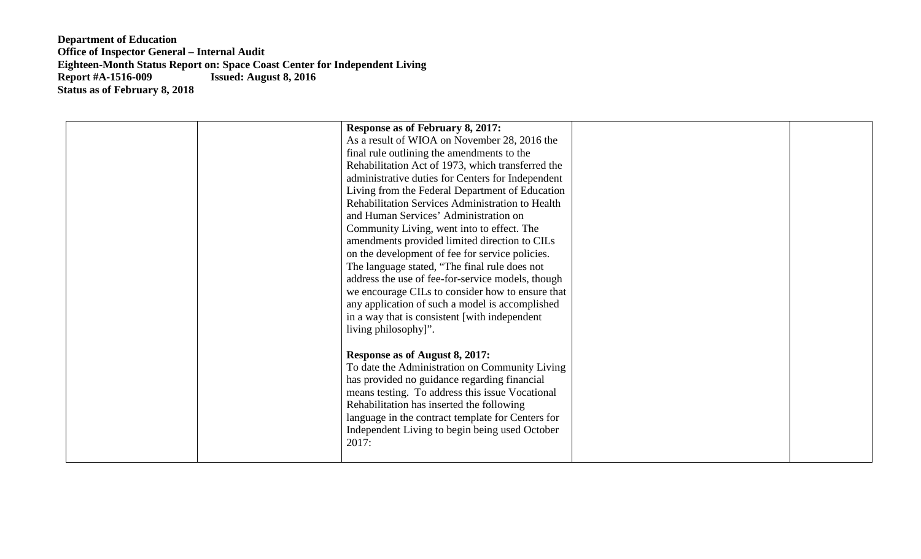**Department of Education**
**Office of Inspector General – Internal Audit**
**Eighteen-Month Status Report on: Space Coast Center for Independent Living**
**Report #A-1516-009 Issued: August 8, 2016**
**Status as of February 8, 2018**

| | | | | |
|---|---|---|---|---|
| | | **Response as of February 8, 2017:**<br>As a result of WIOA on November 28, 2016 the final rule outlining the amendments to the Rehabilitation Act of 1973, which transferred the administrative duties for Centers for Independent Living from the Federal Department of Education Rehabilitation Services Administration to Health and Human Services' Administration on Community Living, went into to effect. The amendments provided limited direction to CILs on the development of fee for service policies. The language stated, "The final rule does not address the use of fee-for-service models, though we encourage CILs to consider how to ensure that any application of such a model is accomplished in a way that is consistent [with independent living philosophy]".<br><br>**Response as of August 8, 2017:**<br>To date the Administration on Community Living has provided no guidance regarding financial means testing. To address this issue Vocational Rehabilitation has inserted the following language in the contract template for Centers for Independent Living to begin being used October 2017: | | |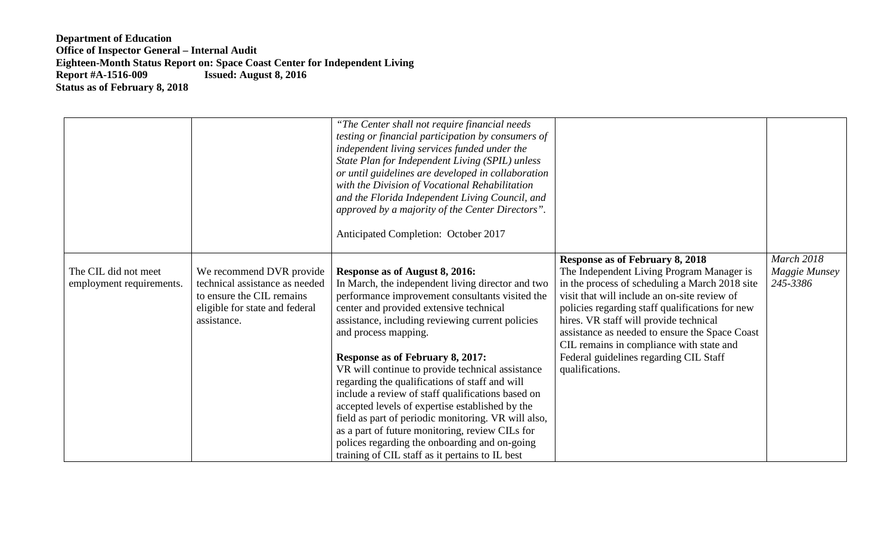**Department of Education**
**Office of Inspector General – Internal Audit**
**Eighteen-Month Status Report on: Space Coast Center for Independent Living**
**Report #A-1516-009 Issued: August 8, 2016**
**Status as of February 8, 2018**

| | | | | |
|---|---|---|---|---|
| | | *"The Center shall not require financial needs testing or financial participation by consumers of independent living services funded under the State Plan for Independent Living (SPIL) unless or until guidelines are developed in collaboration with the Division of Vocational Rehabilitation and the Florida Independent Living Council, and approved by a majority of the Center Directors".*<br><br>Anticipated Completion: October 2017 | | |
| The CIL did not meet employment requirements. | We recommend DVR provide technical assistance as needed to ensure the CIL remains eligible for state and federal assistance. | **Response as of August 8, 2016:**<br>In March, the independent living director and two performance improvement consultants visited the center and provided extensive technical assistance, including reviewing current policies and process mapping.<br><br>**Response as of February 8, 2017:**<br>VR will continue to provide technical assistance regarding the qualifications of staff and will include a review of staff qualifications based on accepted levels of expertise established by the field as part of periodic monitoring. VR will also, as a part of future monitoring, review CILs for polices regarding the onboarding and on-going training of CIL staff as it pertains to IL best | **Response as of February 8, 2018**<br>The Independent Living Program Manager is in the process of scheduling a March 2018 site visit that will include an on-site review of policies regarding staff qualifications for new hires. VR staff will provide technical assistance as needed to ensure the Space Coast CIL remains in compliance with state and Federal guidelines regarding CIL Staff qualifications. | *March 2018*<br>*Maggie Munsey*<br>*245-3386* |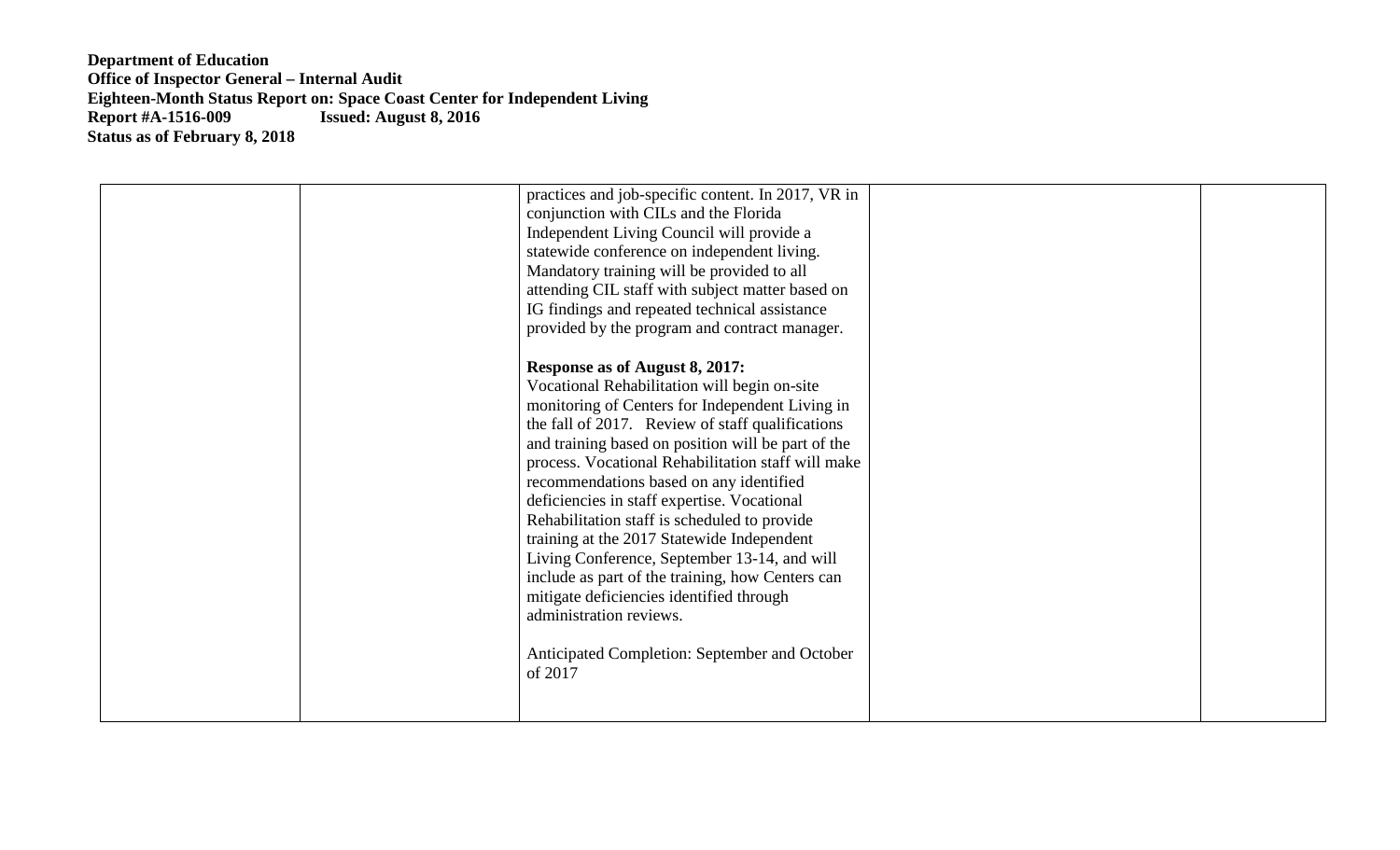**Department of Education**
**Office of Inspector General – Internal Audit**
**Eighteen-Month Status Report on: Space Coast Center for Independent Living**
**Report #A-1516-009 Issued: August 8, 2016**
**Status as of February 8, 2018**

| | | | | |
|---|---|---|---|---|
| | | practices and job-specific content. In 2017, VR in conjunction with CILs and the Florida Independent Living Council will provide a statewide conference on independent living. Mandatory training will be provided to all attending CIL staff with subject matter based on IG findings and repeated technical assistance provided by the program and contract manager.<br><br>**Response as of August 8, 2017:**<br>Vocational Rehabilitation will begin on-site monitoring of Centers for Independent Living in the fall of 2017. Review of staff qualifications and training based on position will be part of the process. Vocational Rehabilitation staff will make recommendations based on any identified deficiencies in staff expertise. Vocational Rehabilitation staff is scheduled to provide training at the 2017 Statewide Independent Living Conference, September 13-14, and will include as part of the training, how Centers can mitigate deficiencies identified through administration reviews.<br><br>Anticipated Completion: September and October of 2017 | | |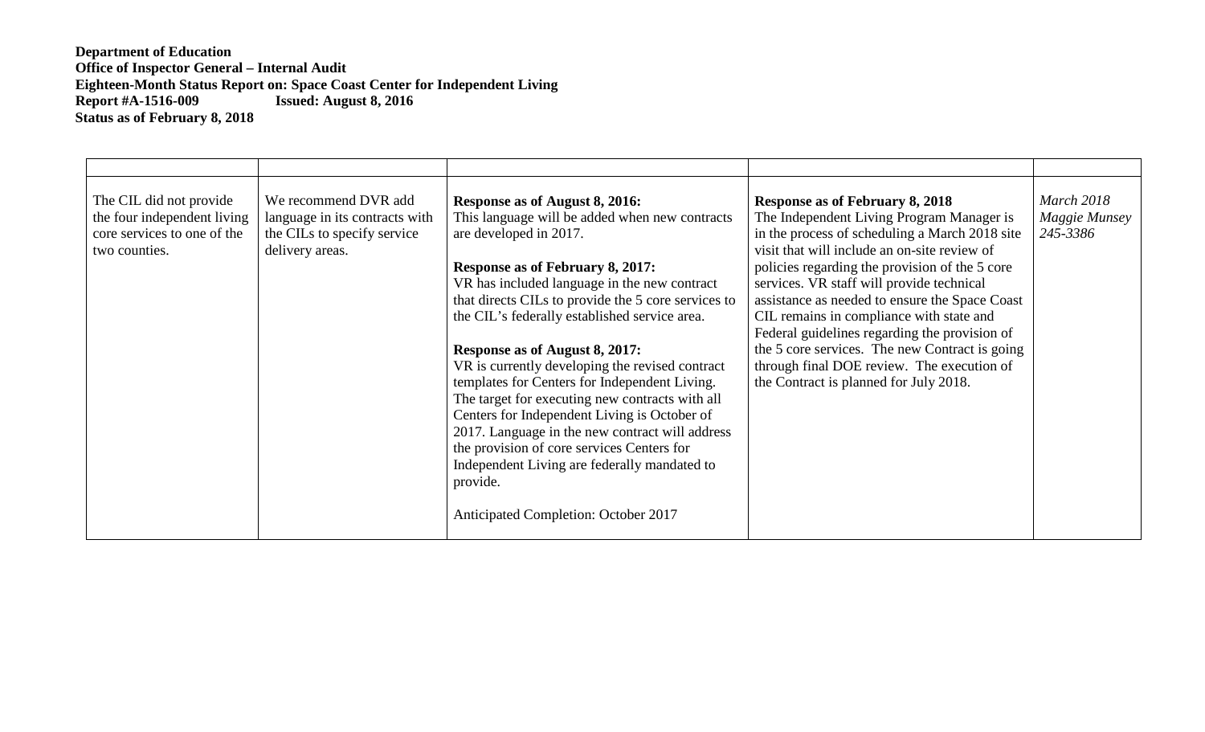**Department of Education**
**Office of Inspector General – Internal Audit**
**Eighteen-Month Status Report on: Space Coast Center for Independent Living**
**Report #A-1516-009 Issued: August 8, 2016**
**Status as of February 8, 2018**

| | | | | |
|---|---|---|---|---|
| The CIL did not provide the four independent living core services to one of the two counties. | We recommend DVR add language in its contracts with the CILs to specify service delivery areas. | **Response as of August 8, 2016:**<br>This language will be added when new contracts are developed in 2017.<br><br>**Response as of February 8, 2017:**<br>VR has included language in the new contract that directs CILs to provide the 5 core services to the CIL's federally established service area.<br><br>**Response as of August 8, 2017:**<br>VR is currently developing the revised contract templates for Centers for Independent Living. The target for executing new contracts with all Centers for Independent Living is October of 2017. Language in the new contract will address the provision of core services Centers for Independent Living are federally mandated to provide.<br><br>Anticipated Completion: October 2017 | **Response as of February 8, 2018**<br>The Independent Living Program Manager is in the process of scheduling a March 2018 site visit that will include an on-site review of policies regarding the provision of the 5 core services. VR staff will provide technical assistance as needed to ensure the Space Coast CIL remains in compliance with state and Federal guidelines regarding the provision of the 5 core services. The new Contract is going through final DOE review. The execution of the Contract is planned for July 2018. | *March 2018*<br>*Maggie Munsey*<br>*245-3386* |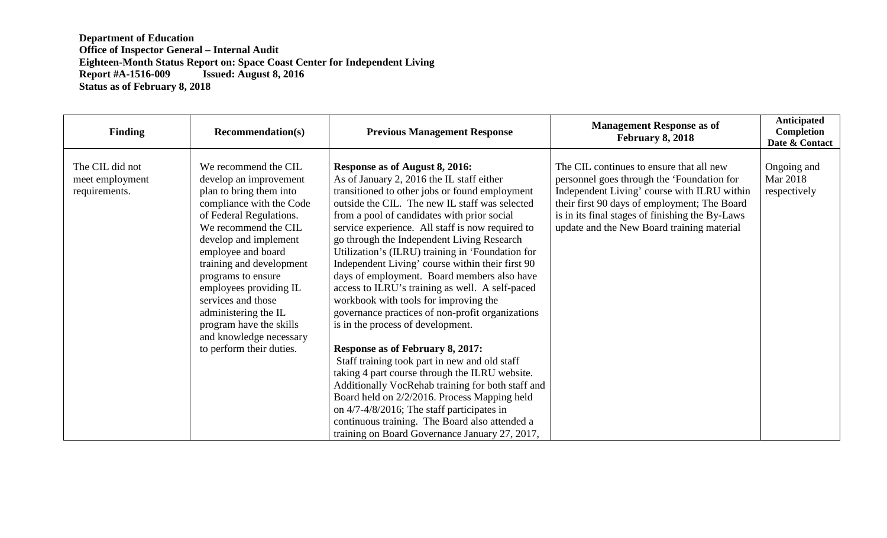**Department of Education**
**Office of Inspector General – Internal Audit**
**Eighteen-Month Status Report on: Space Coast Center for Independent Living**
**Report #A-1516-009 Issued: August 8, 2016**
**Status as of February 8, 2018**

| Finding | Recommendation(s) | Previous Management Response | Management Response as of February 8, 2018 | Anticipated Completion Date & Contact |
|---|---|---|---|---|
| The CIL did not meet employment requirements. | We recommend the CIL develop an improvement plan to bring them into compliance with the Code of Federal Regulations. We recommend the CIL develop and implement employee and board training and development programs to ensure employees providing IL services and those administering the IL program have the skills and knowledge necessary to perform their duties. | **Response as of August 8, 2016:** As of January 2, 2016 the IL staff either transitioned to other jobs or found employment outside the CIL. The new IL staff was selected from a pool of candidates with prior social service experience. All staff is now required to go through the Independent Living Research Utilization's (ILRU) training in 'Foundation for Independent Living' course within their first 90 days of employment. Board members also have access to ILRU's training as well. A self-paced workbook with tools for improving the governance practices of non-profit organizations is in the process of development.<br><br>**Response as of February 8, 2017:** Staff training took part in new and old staff taking 4 part course through the ILRU website. Additionally VocRehab training for both staff and Board held on 2/2/2016. Process Mapping held on 4/7-4/8/2016; The staff participates in continuous training. The Board also attended a training on Board Governance January 27, 2017, | The CIL continues to ensure that all new personnel goes through the 'Foundation for Independent Living' course with ILRU within their first 90 days of employment; The Board is in its final stages of finishing the By-Laws update and the New Board training material | Ongoing and Mar 2018 respectively |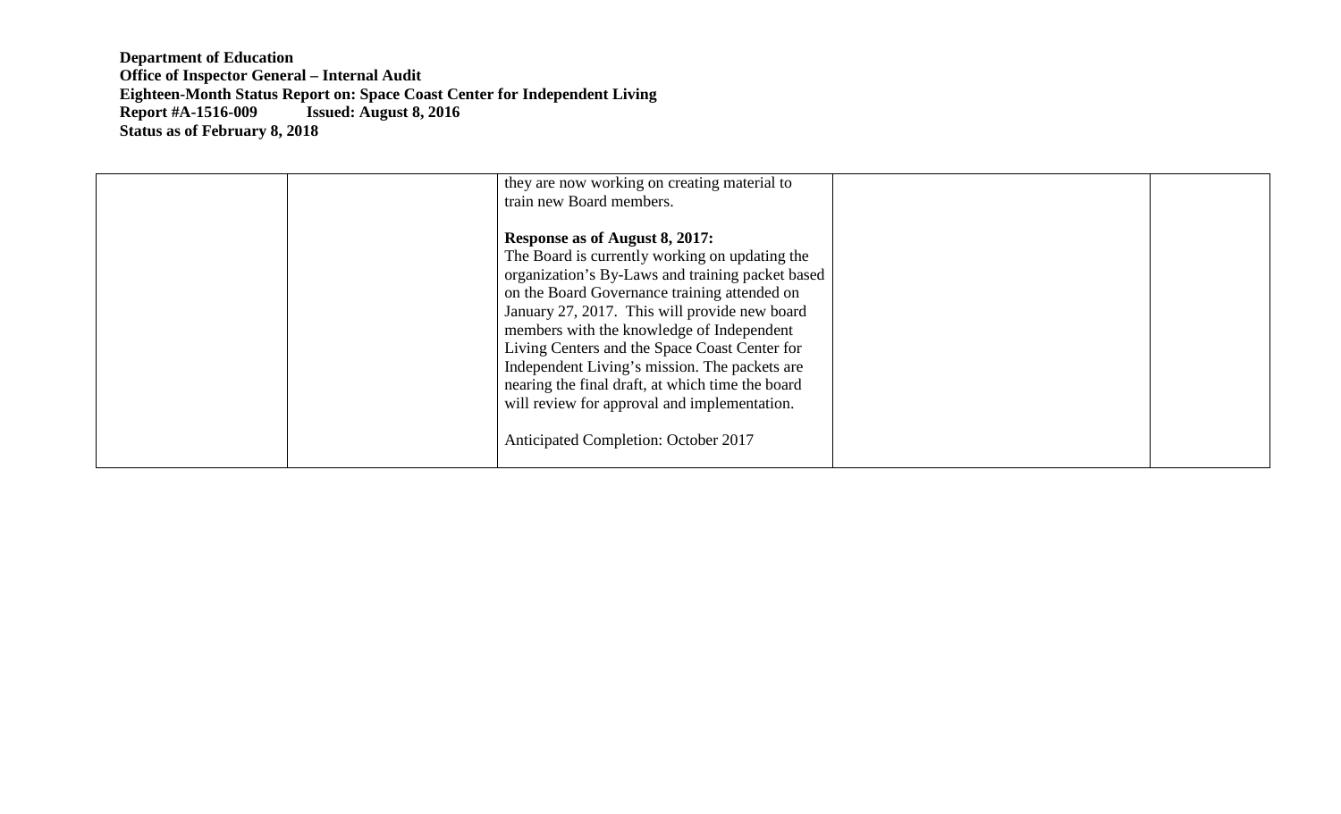**Department of Education**
**Office of Inspector General – Internal Audit**
**Eighteen-Month Status Report on: Space Coast Center for Independent Living**
**Report #A-1516-009 Issued: August 8, 2016**
**Status as of February 8, 2018**

| | | | | |
|---|---|---|---|---|
| | | they are now working on creating material to train new Board members.<br><br>**Response as of August 8, 2017:**<br>The Board is currently working on updating the organization's By-Laws and training packet based on the Board Governance training attended on January 27, 2017. This will provide new board members with the knowledge of Independent Living Centers and the Space Coast Center for Independent Living's mission. The packets are nearing the final draft, at which time the board will review for approval and implementation.<br><br>Anticipated Completion: October 2017 | | |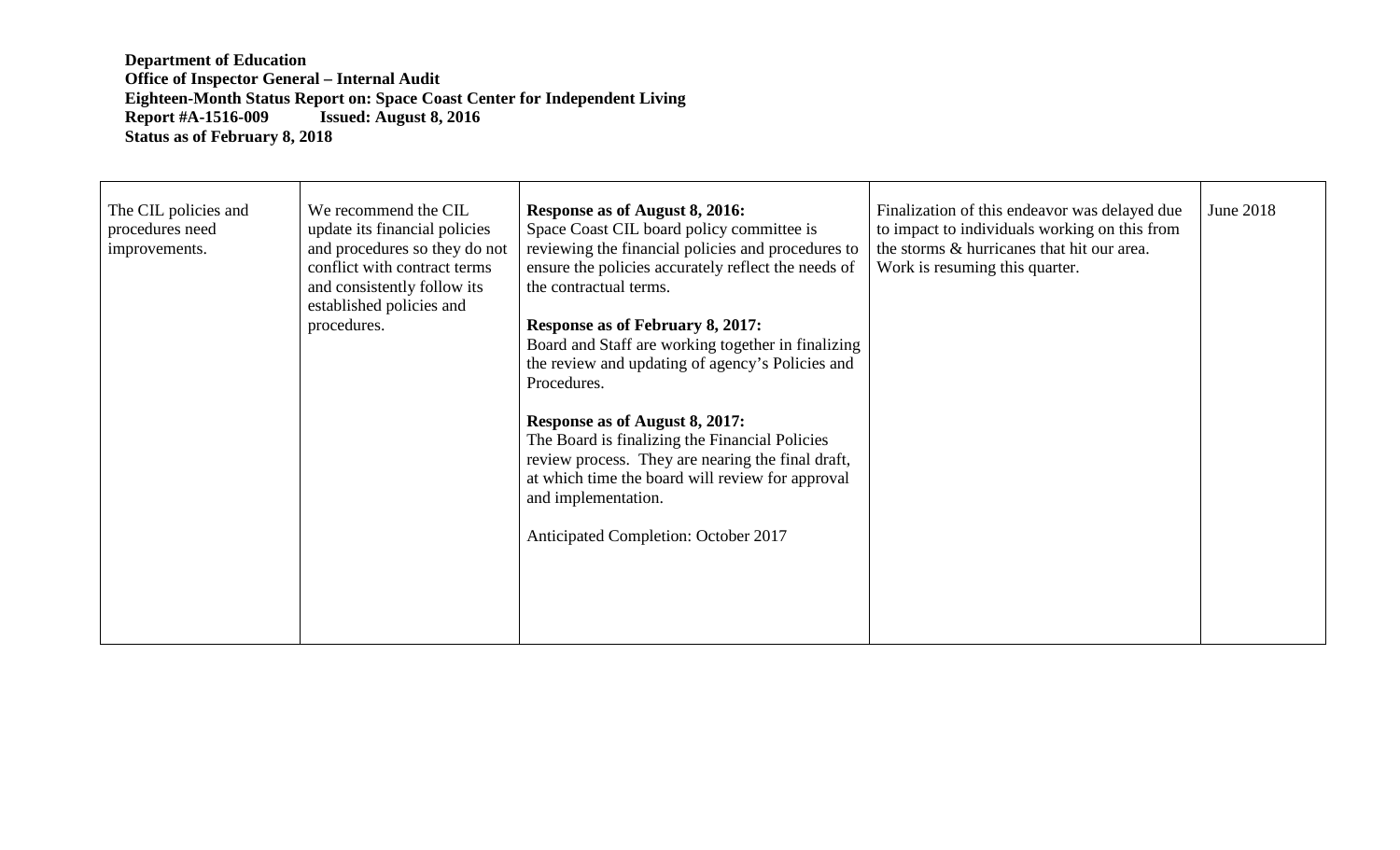**Department of Education**
**Office of Inspector General – Internal Audit**
**Eighteen-Month Status Report on: Space Coast Center for Independent Living**
**Report #A-1516-009 Issued: August 8, 2016**
**Status as of February 8, 2018**

| | | | | |
|---|---|---|---|---|
| The CIL policies and procedures need improvements. | We recommend the CIL update its financial policies and procedures so they do not conflict with contract terms and consistently follow its established policies and procedures. | **Response as of August 8, 2016:** Space Coast CIL board policy committee is reviewing the financial policies and procedures to ensure the policies accurately reflect the needs of the contractual terms.<br><br>**Response as of February 8, 2017:** Board and Staff are working together in finalizing the review and updating of agency's Policies and Procedures.<br><br>**Response as of August 8, 2017:** The Board is finalizing the Financial Policies review process. They are nearing the final draft, at which time the board will review for approval and implementation.<br><br>Anticipated Completion: October 2017 | Finalization of this endeavor was delayed due to impact to individuals working on this from the storms & hurricanes that hit our area. Work is resuming this quarter. | June 2018 |